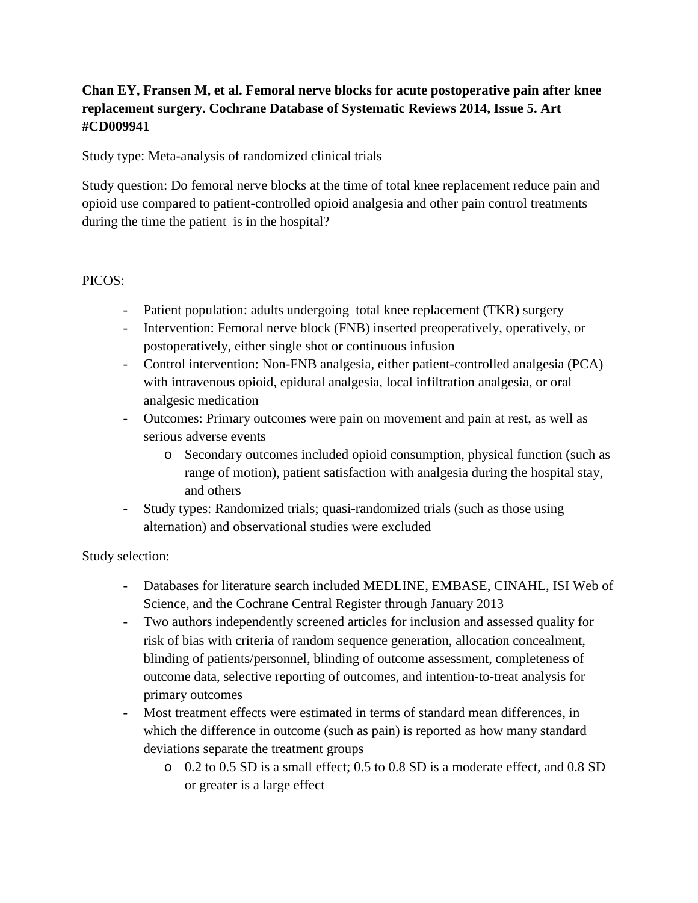**Chan EY, Fransen M, et al. Femoral nerve blocks for acute postoperative pain after knee replacement surgery. Cochrane Database of Systematic Reviews 2014, Issue 5. Art #CD009941**

Study type: Meta-analysis of randomized clinical trials

Study question: Do femoral nerve blocks at the time of total knee replacement reduce pain and opioid use compared to patient-controlled opioid analgesia and other pain control treatments during the time the patient is in the hospital?

PICOS:

- Patient population: adults undergoing total knee replacement (TKR) surgery
- Intervention: Femoral nerve block (FNB) inserted preoperatively, operatively, or postoperatively, either single shot or continuous infusion
- Control intervention: Non-FNB analgesia, either patient-controlled analgesia (PCA) with intravenous opioid, epidural analgesia, local infiltration analgesia, or oral analgesic medication
- Outcomes: Primary outcomes were pain on movement and pain at rest, as well as serious adverse events
    - Secondary outcomes included opioid consumption, physical function (such as range of motion), patient satisfaction with analgesia during the hospital stay, and others
- Study types: Randomized trials; quasi-randomized trials (such as those using alternation) and observational studies were excluded

Study selection:

- Databases for literature search included MEDLINE, EMBASE, CINAHL, ISI Web of Science, and the Cochrane Central Register through January 2013
- Two authors independently screened articles for inclusion and assessed quality for risk of bias with criteria of random sequence generation, allocation concealment, blinding of patients/personnel, blinding of outcome assessment, completeness of outcome data, selective reporting of outcomes, and intention-to-treat analysis for primary outcomes
- Most treatment effects were estimated in terms of standard mean differences, in which the difference in outcome (such as pain) is reported as how many standard deviations separate the treatment groups
    - 0.2 to 0.5 SD is a small effect; 0.5 to 0.8 SD is a moderate effect, and 0.8 SD or greater is a large effect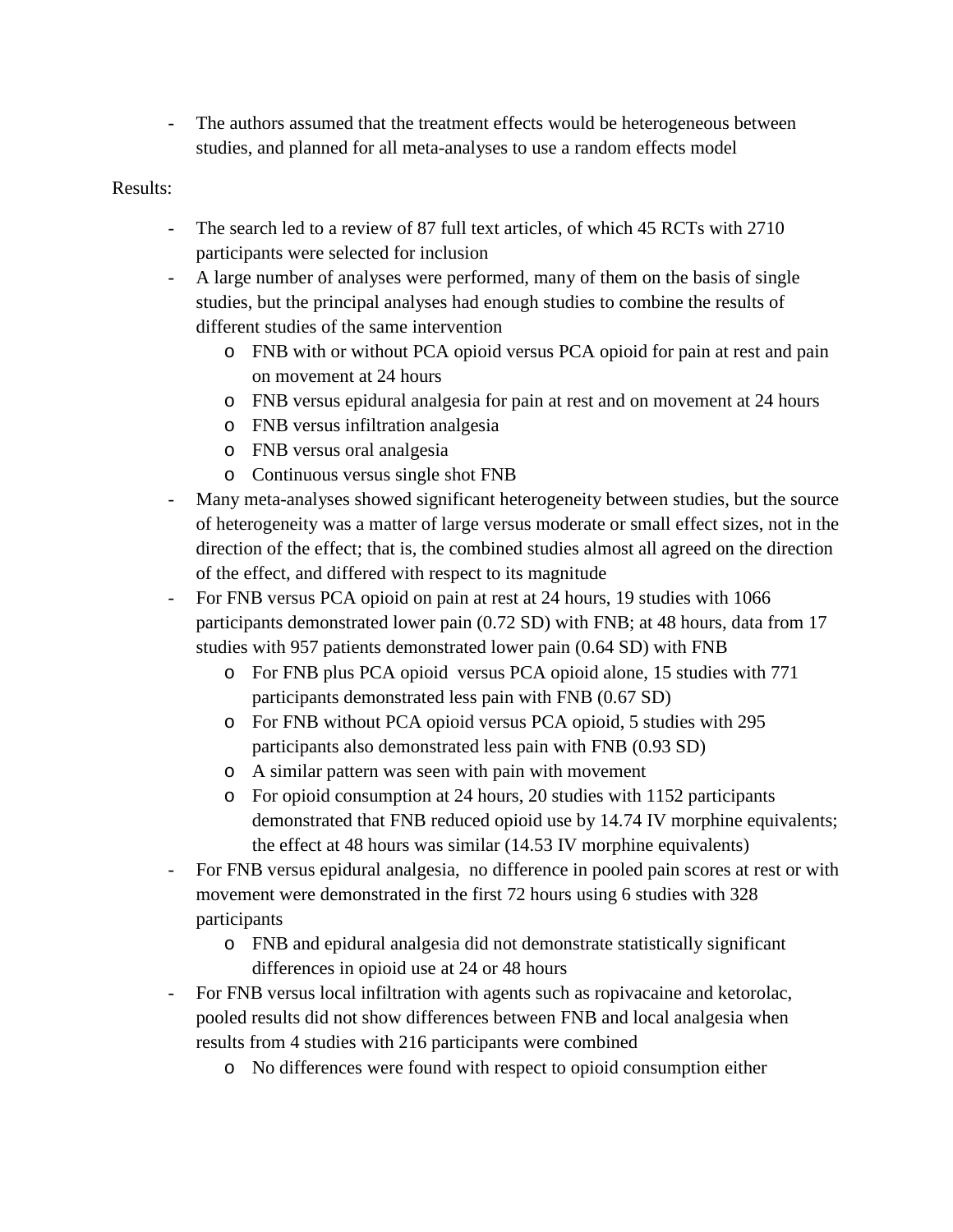- The authors assumed that the treatment effects would be heterogeneous between studies, and planned for all meta-analyses to use a random effects model

Results:

- The search led to a review of 87 full text articles, of which 45 RCTs with 2710 participants were selected for inclusion
- A large number of analyses were performed, many of them on the basis of single studies, but the principal analyses had enough studies to combine the results of different studies of the same intervention
  - FNB with or without PCA opioid versus PCA opioid for pain at rest and pain on movement at 24 hours
  - FNB versus epidural analgesia for pain at rest and on movement at 24 hours
  - FNB versus infiltration analgesia
  - FNB versus oral analgesia
  - Continuous versus single shot FNB
- Many meta-analyses showed significant heterogeneity between studies, but the source of heterogeneity was a matter of large versus moderate or small effect sizes, not in the direction of the effect; that is, the combined studies almost all agreed on the direction of the effect, and differed with respect to its magnitude
- For FNB versus PCA opioid on pain at rest at 24 hours, 19 studies with 1066 participants demonstrated lower pain (0.72 SD) with FNB; at 48 hours, data from 17 studies with 957 patients demonstrated lower pain (0.64 SD) with FNB
  - For FNB plus PCA opioid versus PCA opioid alone, 15 studies with 771 participants demonstrated less pain with FNB (0.67 SD)
  - For FNB without PCA opioid versus PCA opioid, 5 studies with 295 participants also demonstrated less pain with FNB (0.93 SD)
  - A similar pattern was seen with pain with movement
  - For opioid consumption at 24 hours, 20 studies with 1152 participants demonstrated that FNB reduced opioid use by 14.74 IV morphine equivalents; the effect at 48 hours was similar (14.53 IV morphine equivalents)
- For FNB versus epidural analgesia, no difference in pooled pain scores at rest or with movement were demonstrated in the first 72 hours using 6 studies with 328 participants
  - FNB and epidural analgesia did not demonstrate statistically significant differences in opioid use at 24 or 48 hours
- For FNB versus local infiltration with agents such as ropivacaine and ketorolac, pooled results did not show differences between FNB and local analgesia when results from 4 studies with 216 participants were combined
  - No differences were found with respect to opioid consumption either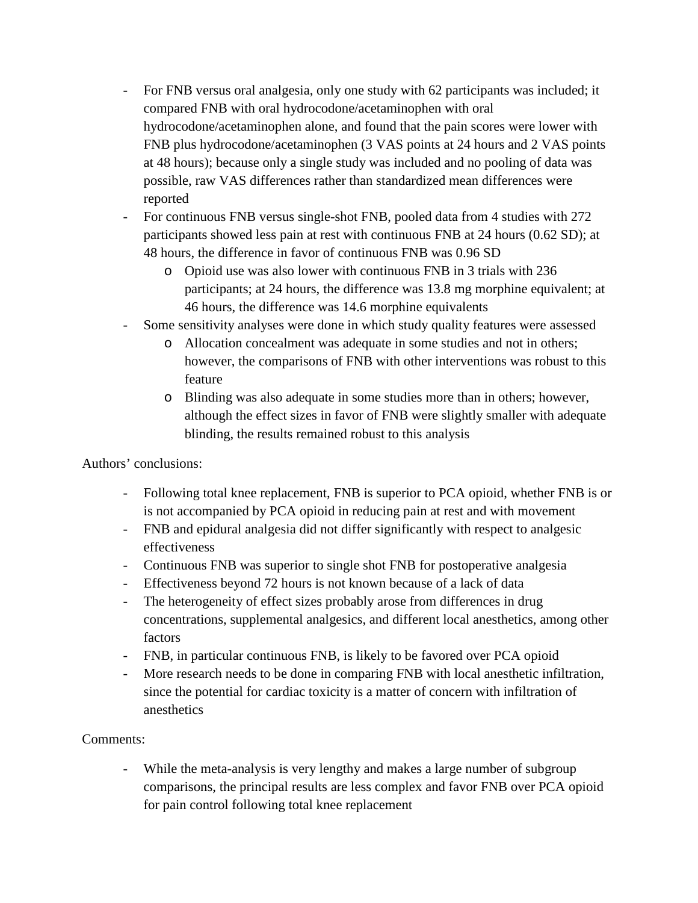- For FNB versus oral analgesia, only one study with 62 participants was included; it compared FNB with oral hydrocodone/acetaminophen with oral hydrocodone/acetaminophen alone, and found that the pain scores were lower with FNB plus hydrocodone/acetaminophen (3 VAS points at 24 hours and 2 VAS points at 48 hours); because only a single study was included and no pooling of data was possible, raw VAS differences rather than standardized mean differences were reported
- For continuous FNB versus single-shot FNB, pooled data from 4 studies with 272 participants showed less pain at rest with continuous FNB at 24 hours (0.62 SD); at 48 hours, the difference in favor of continuous FNB was 0.96 SD
  - Opioid use was also lower with continuous FNB in 3 trials with 236 participants; at 24 hours, the difference was 13.8 mg morphine equivalent; at 46 hours, the difference was 14.6 morphine equivalents
- Some sensitivity analyses were done in which study quality features were assessed
  - Allocation concealment was adequate in some studies and not in others; however, the comparisons of FNB with other interventions was robust to this feature
  - Blinding was also adequate in some studies more than in others; however, although the effect sizes in favor of FNB were slightly smaller with adequate blinding, the results remained robust to this analysis

Authors' conclusions:

- Following total knee replacement, FNB is superior to PCA opioid, whether FNB is or is not accompanied by PCA opioid in reducing pain at rest and with movement
- FNB and epidural analgesia did not differ significantly with respect to analgesic effectiveness
- Continuous FNB was superior to single shot FNB for postoperative analgesia
- Effectiveness beyond 72 hours is not known because of a lack of data
- The heterogeneity of effect sizes probably arose from differences in drug concentrations, supplemental analgesics, and different local anesthetics, among other factors
- FNB, in particular continuous FNB, is likely to be favored over PCA opioid
- More research needs to be done in comparing FNB with local anesthetic infiltration, since the potential for cardiac toxicity is a matter of concern with infiltration of anesthetics

Comments:

- While the meta-analysis is very lengthy and makes a large number of subgroup comparisons, the principal results are less complex and favor FNB over PCA opioid for pain control following total knee replacement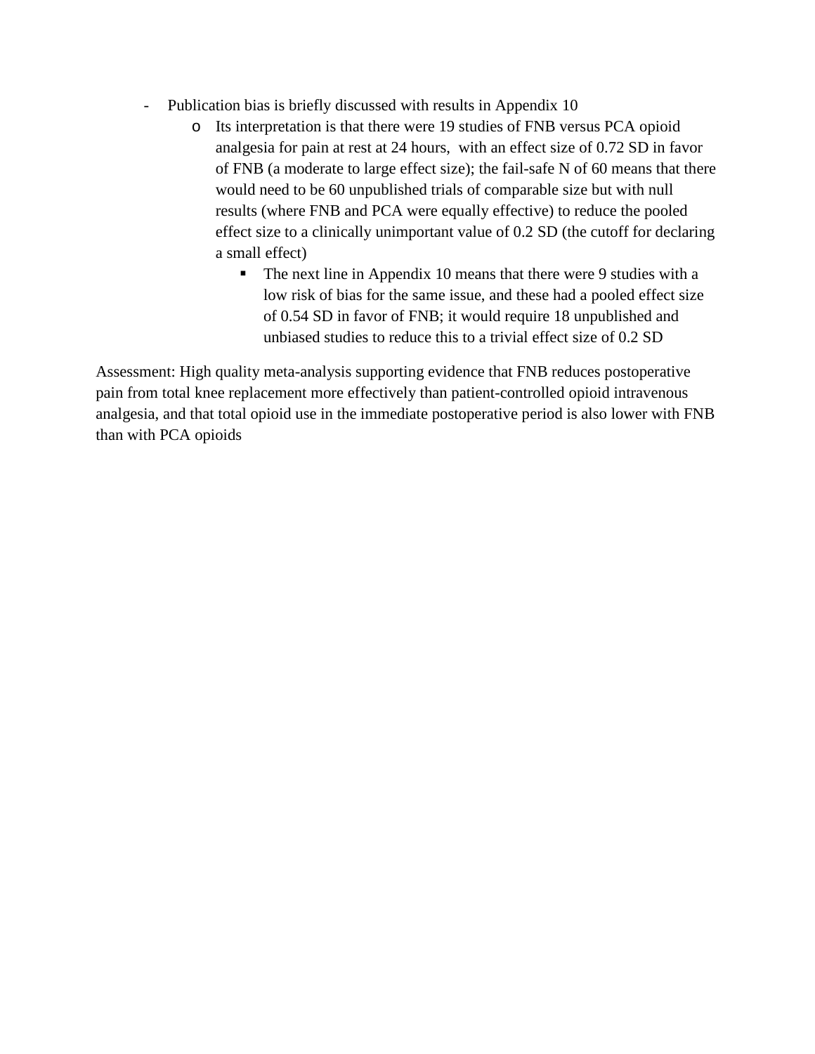- Publication bias is briefly discussed with results in Appendix 10
    - Its interpretation is that there were 19 studies of FNB versus PCA opioid analgesia for pain at rest at 24 hours, with an effect size of 0.72 SD in favor of FNB (a moderate to large effect size); the fail-safe N of 60 means that there would need to be 60 unpublished trials of comparable size but with null results (where FNB and PCA were equally effective) to reduce the pooled effect size to a clinically unimportant value of 0.2 SD (the cutoff for declaring a small effect)
        - The next line in Appendix 10 means that there were 9 studies with a low risk of bias for the same issue, and these had a pooled effect size of 0.54 SD in favor of FNB; it would require 18 unpublished and unbiased studies to reduce this to a trivial effect size of 0.2 SD

Assessment: High quality meta-analysis supporting evidence that FNB reduces postoperative pain from total knee replacement more effectively than patient-controlled opioid intravenous analgesia, and that total opioid use in the immediate postoperative period is also lower with FNB than with PCA opioids